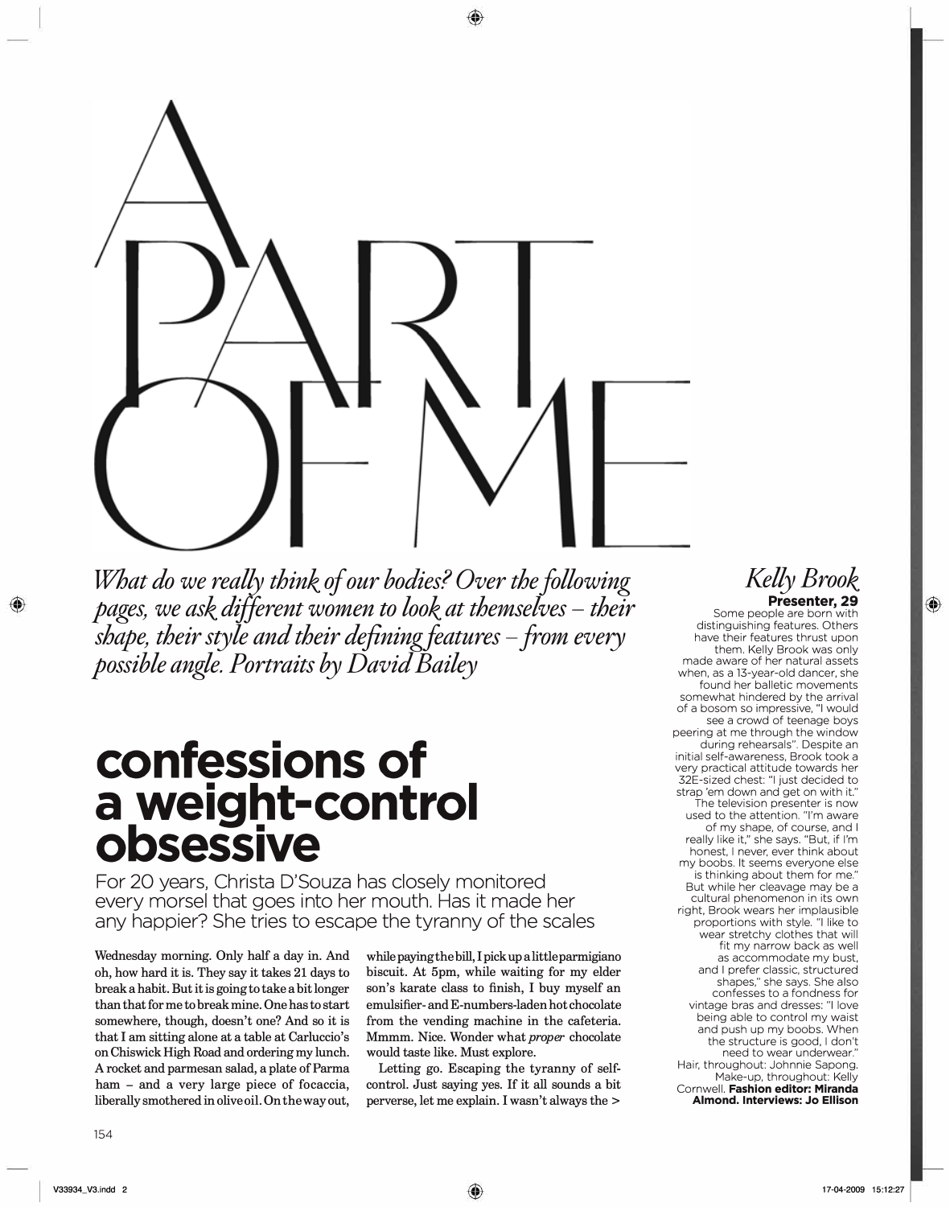# A PART OF ME

*What do we really think of our bodies? Over the following pages, we ask different women to look at themselves – their shape, their style and their defining features – from every possible angle. Portraits by David Bailey*

## confessions of a weight-control obsessive

For 20 years, Christa D'Souza has closely monitored every morsel that goes into her mouth. Has it made her any happier? She tries to escape the tyranny of the scales

Wednesday morning. Only half a day in. And oh, how hard it is. They say it takes 21 days to break a habit. But it is going to take a bit longer than that for me to break mine. One has to start somewhere, though, doesn't one? And so it is that I am sitting alone at a table at Carluccio's on Chiswick High Road and ordering my lunch. A rocket and parmesan salad, a plate of Parma ham – and a very large piece of focaccia, liberally smothered in olive oil. On the way out, while paying the bill, I pick up a little parmigiano biscuit. At 5pm, while waiting for my elder son's karate class to finish, I buy myself an emulsifier- and E-numbers-laden hot chocolate from the vending machine in the cafeteria. Mmmm. Nice. Wonder what *proper* chocolate would taste like. Must explore.

Letting go. Escaping the tyranny of self-control. Just saying yes. If it all sounds a bit perverse, let me explain. I wasn't always the >

### *Kelly Brook*

**Presenter, 29**

Some people are born with distinguishing features. Others have their features thrust upon them. Kelly Brook was only made aware of her natural assets when, as a 13-year-old dancer, she found her balletic movements somewhat hindered by the arrival of a bosom so impressive, "I would see a crowd of teenage boys peering at me through the window during rehearsals". Despite an initial self-awareness, Brook took a very practical attitude towards her 32E-sized chest: "I just decided to strap 'em down and get on with it."

The television presenter is now used to the attention. "I'm aware of my shape, of course, and I really like it," she says. "But, if I'm honest, I never, ever think about my boobs. It seems everyone else is thinking about them for me." But while her cleavage may be a cultural phenomenon in its own right, Brook wears her implausible proportions with style. "I like to wear stretchy clothes that will fit my narrow back as well as accommodate my bust, and I prefer classic, structured shapes," she says. She also confesses to a fondness for vintage bras and dresses: "I love being able to control my waist and push up my boobs. When the structure is good, I don't need to wear underwear."

Hair, throughout: Johnnie Sapong. Make-up, throughout: Kelly Cornwell. **Fashion editor: Miranda Almond. Interviews: Jo Ellison**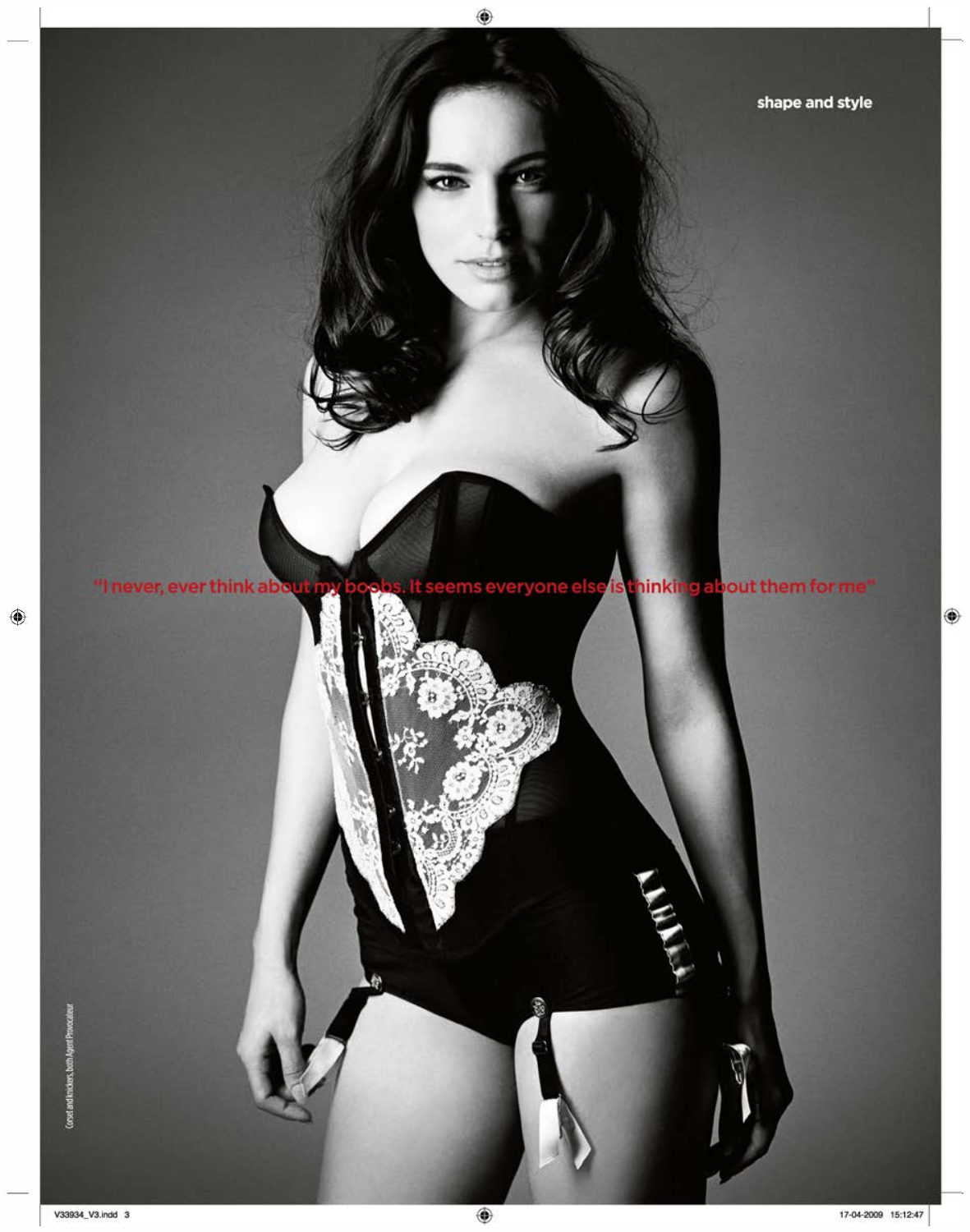"I never, ever think about my boobs. It seems everyone else is thinking about them for me"

Corset and knickers, both Agent Provocateur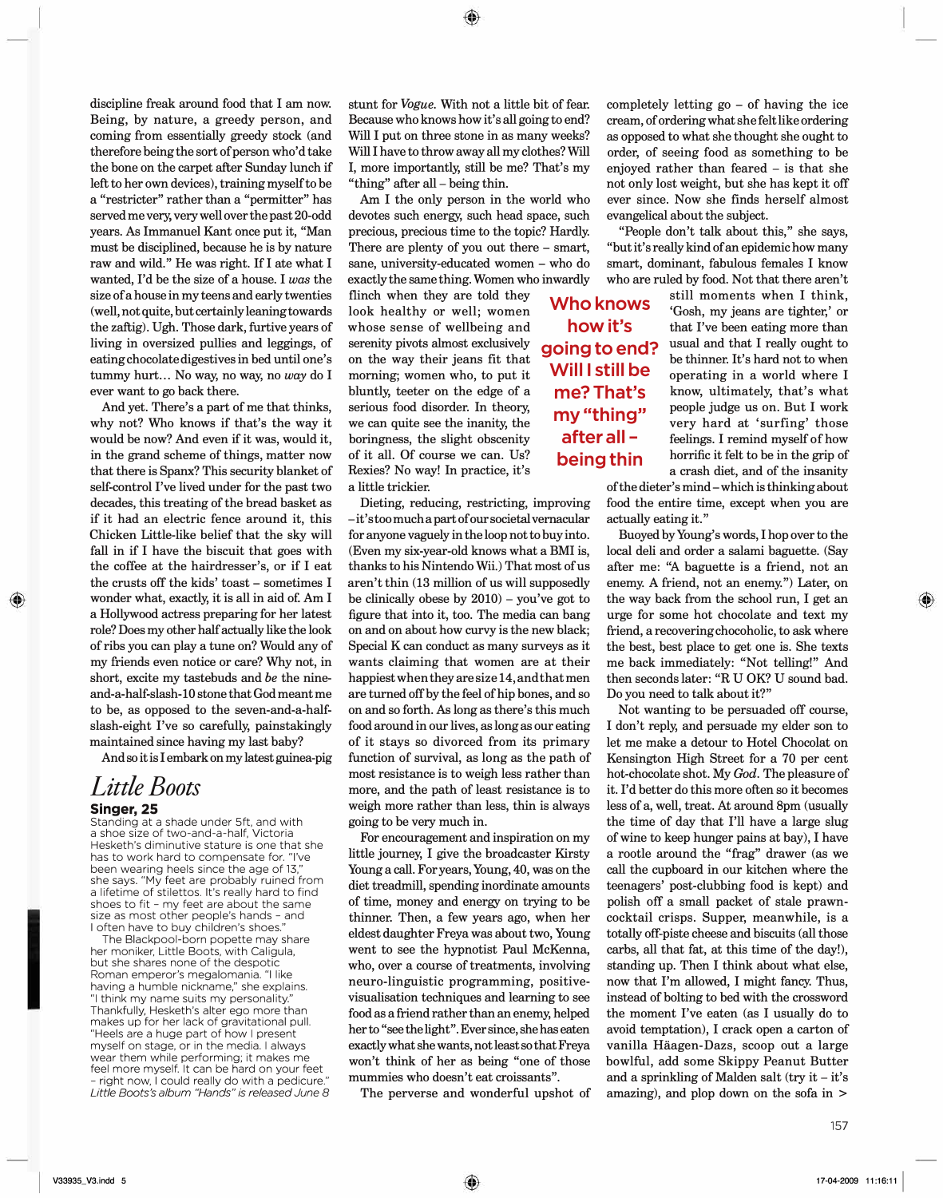discipline freak around food that I am now. Being, by nature, a greedy person, and coming from essentially greedy stock (and therefore being the sort of person who'd take the bone on the carpet after Sunday lunch if left to her own devices), training myself to be a "restricter" rather than a "permitter" has served me very, very well over the past 20-odd years. As Immanuel Kant once put it, "Man must be disciplined, because he is by nature raw and wild." He was right. If I ate what I wanted, I'd be the size of a house. I *was* the size of a house in my teens and early twenties (well, not quite, but certainly leaning towards the zaftig). Ugh. Those dark, furtive years of living in oversized pullies and leggings, of eating chocolate digestives in bed until one's tummy hurt… No way, no way, no *way* do I ever want to go back there.

And yet. There's a part of me that thinks, why not? Who knows if that's the way it would be now? And even if it was, would it, in the grand scheme of things, matter now that there is Spanx? This security blanket of self-control I've lived under for the past two decades, this treating of the bread basket as if it had an electric fence around it, this Chicken Little-like belief that the sky will fall in if I have the biscuit that goes with the coffee at the hairdresser's, or if I eat the crusts off the kids' toast – sometimes I wonder what, exactly, it is all in aid of. Am I a Hollywood actress preparing for her latest role? Does my other half actually like the look of ribs you can play a tune on? Would any of my friends even notice or care? Why not, in short, excite my tastebuds and *be* the nine-and-a-half-slash-10 stone that God meant me to be, as opposed to the seven-and-a-half-slash-eight I've so carefully, painstakingly maintained since having my last baby?

And so it is I embark on my latest guinea-pig stunt for *Vogue*. With not a little bit of fear. Because who knows how it's all going to end? Will I put on three stone in as many weeks? Will I have to throw away all my clothes? Will I, more importantly, still be me? That's my "thing" after all – being thin.

Am I the only person in the world who devotes such energy, such head space, such precious, precious time to the topic? Hardly. There are plenty of you out there – smart, sane, university-educated women – who do exactly the same thing. Women who inwardly flinch when they are told they look healthy or well; women whose sense of wellbeing and serenity pivots almost exclusively on the way their jeans fit that morning; women who, to put it bluntly, teeter on the edge of a serious food disorder. In theory, we can quite see the inanity, the boringness, the slight obscenity of it all. Of course we can. Rexies? No way! In practice, it's a little trickier.

> **Who knows how it's going to end? Will I still be me? That's my "thing" after all – being thin**

Dieting, reducing, restricting, improving – it's too much a part of our societal vernacular for anyone vaguely in the loop not to buy into. (Even my six-year-old knows what a BMI is, thanks to his Nintendo Wii.) That most of us aren't thin (13 million of us will supposedly be clinically obese by 2010) – you've got to figure that into it, too. The media can bang on and on about how curvy is the new black; Special K can conduct as many surveys as it wants claiming that women are at their happiest when they are size 14, and that men are turned off by the feel of hip bones, and so on and so forth. As long as there's this much food around in our lives, as long as our eating of it stays so divorced from its primary function of survival, as long as the path of most resistance is to weigh less rather than more, and the path of least resistance is to weigh more rather than less, thin is always going to be very much in.

For encouragement and inspiration on my little journey, I give the broadcaster Kirsty Young a call. For years, Young, 40, was on the diet treadmill, spending inordinate amounts of time, money and energy on trying to be thinner. Then, a few years ago, when her eldest daughter Freya was about two, Young went to see the hypnotist Paul McKenna, who, over a course of treatments, involving neuro-linguistic programming, positive-visualisation techniques and learning to see food as a friend rather than an enemy, helped her to "see the light". Ever since, she has eaten exactly what she wants, not least so that Freya won't think of her as being "one of those mummies who doesn't eat croissants".

The perverse and wonderful upshot of completely letting go – of having the ice cream, of ordering what she felt like ordering as opposed to what she thought she ought to order, of seeing food as something to be enjoyed rather than feared – is that she not only lost weight, but she has kept it off ever since. Now she finds herself almost evangelical about the subject.

"People don't talk about this," she says, "but it's really kind of an epidemic how many smart, dominant, fabulous females I know who are ruled by food. Not that there aren't still moments when I think, 'Gosh, my jeans are tighter,' or that I've been eating more than usual and that I really ought to be thinner. It's hard not to when operating in a world where I know, ultimately, that's what people judge us on. But I work very hard at 'surfing' those feelings. I remind myself of how horrific it felt to be in the grip of a crash diet, and of the insanity of the dieter's mind – which is thinking about food the entire time, except when you are actually eating it."

Buoyed by Young's words, I hop over to the local deli and order a salami baguette. (Say after me: "A baguette is a friend, not an enemy. A friend, not an enemy.") Later, on the way back from the school run, I get an urge for some hot chocolate and text my friend, a recovering chocoholic, to ask where the best, best place to get one is. She texts me back immediately: "Not telling!" And then seconds later: "R U OK? U sound bad. Do you need to talk about it?"

Not wanting to be persuaded off course, I don't reply, and persuade my elder son to let me make a detour to Hotel Chocolat on Kensington High Street for a 70 per cent hot-chocolate shot. My *God*. The pleasure of it. I'd better do this more often so it becomes less of a, well, treat. At around 8pm (usually the time of day that I'll have a large slug of wine to keep hunger pains at bay), I have a rootle around the "frag" drawer (as we call the cupboard in our kitchen where the teenagers' post-clubbing food is kept) and polish off a small packet of stale prawn-cocktail crisps. Supper, meanwhile, is a totally off-piste cheese and biscuits (all those carbs, all that fat, at this time of the day!), standing up. Then I think about what else, now that I'm allowed, I might fancy. Thus, instead of bolting to bed with the crossword the moment I've eaten (as I usually do to avoid temptation), I crack open a carton of vanilla Häagen-Dazs, scoop out a large bowlful, add some Skippy Peanut Butter and a sprinkling of Malden salt (try it – it's amazing), and plop down on the sofa in >

## *Little Boots*

**Singer, 25**

Standing at a shade under 5ft, and with a shoe size of two-and-a-half, Victoria Hesketh's diminutive stature is one that she has to work hard to compensate for. "I've been wearing heels since the age of 13," she says. "My feet are probably ruined from a lifetime of stilettos. It's really hard to find shoes to fit – my feet are about the same size as most other people's hands – and I often have to buy children's shoes."

The Blackpool-born popette may share her moniker, Little Boots, with Caligula, but she shares none of the despotic Roman emperor's megalomania. "I like having a humble nickname," she explains. "I think my name suits my personality." Thankfully, Hesketh's alter ego more than makes up for her lack of gravitational pull. "Heels are a huge part of how I present myself on stage, or in the media. I always wear them while performing; it makes me feel more myself. It can be hard on your feet – right now, I could really do with a pedicure."

*Little Boots's album "Hands" is released June 8*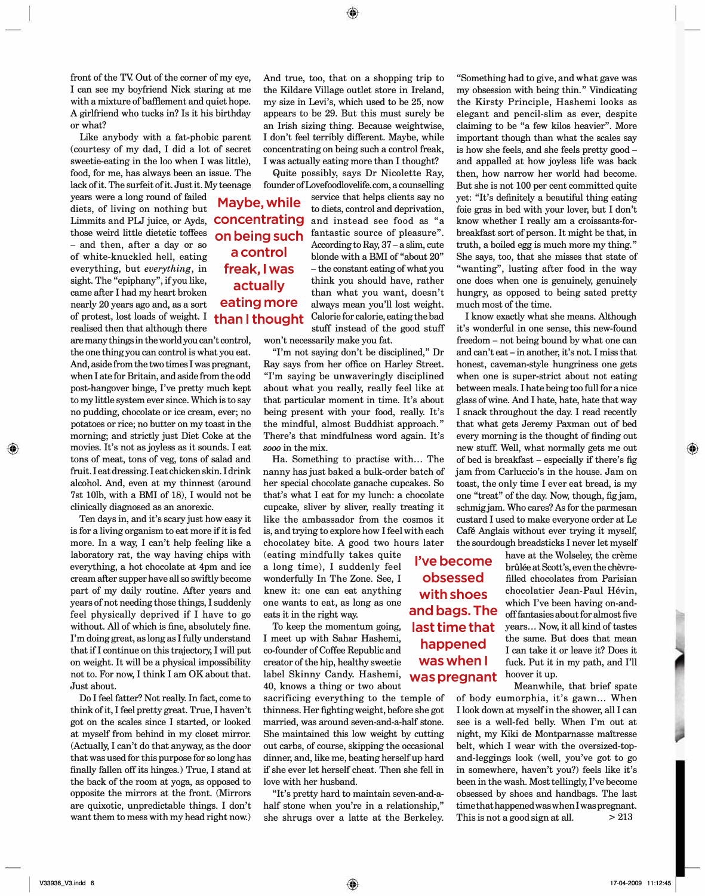front of the TV. Out of the corner of my eye, I can see my boyfriend Nick staring at me with a mixture of bafflement and quiet hope. A girlfriend who tucks in? Is it his birthday or what?

Like anybody with a fat-phobic parent (courtesy of my dad, I did a lot of secret sweetie-eating in the loo when I was little), food, for me, has always been an issue. The lack of it. The surfeit of it. Just it. My teenage years were a long round of failed diets, of living on nothing but Limmits and PLJ juice, or Ayds, those weird little dietetic toffees – and then, after a day or so of white-knuckled hell, eating everything, but *everything*, in sight. The "epiphany", if you like, came after I had my heart broken nearly 20 years ago and, as a sort of protest, lost loads of weight. I realised then that although there are many things in the world you can't control, the one thing you can control is what you eat. And, aside from the two times I was pregnant, when I ate for Britain, and aside from the odd post-hangover binge, I've pretty much kept to my little system ever since. Which is to say no pudding, chocolate or ice cream, ever; no potatoes or rice; no butter on my toast in the morning; and strictly just Diet Coke at the movies. It's not as joyless as it sounds. I eat tons of meat, tons of veg, tons of salad and fruit. I eat chicken skin. I drink alcohol. And, even at my thinnest (around 7st 10lb, with a BMI of 18), I would not be clinically diagnosed as an anorexic.

Ten days in, and it's scary just how easy it is for a living organism to eat more if it is fed more. In a way, I can't help feeling like a laboratory rat, the way having chips with everything, a hot chocolate at 4pm and ice cream after supper have all so swiftly become part of my daily routine. After years and years of not needing those things, I suddenly feel physically deprived if I have to go without. All of which is fine, absolutely fine. I'm doing great, as long as I fully understand that if I continue on this trajectory, I will put on weight. It will be a physical impossibility not to. For now, I think I am OK about that. Just about.

Do I feel fatter? Not really. In fact, come to think of it, I feel pretty great. True, I haven't got on the scales since I started, or looked at myself from behind in my closet mirror. (Actually, I can't do that anyway, as the door that was used for this purpose for so long has finally fallen off its hinges.) True, I stand at the back of the room at yoga, as opposed to opposite the mirrors at the front. (Mirrors are quixotic, unpredictable things. I don't want them to mess with my head right now.)

And true, too, that on a shopping trip to the Kildare Village outlet store in Ireland, my size in Levi's, which used to be 25, now appears to be 29. But this must surely be an Irish sizing thing. Because weightwise, I don't feel terribly different. Maybe, while concentrating on being such a control freak, I was actually eating more than I thought?

**Maybe, while concentrating on being such a control freak, I was actually eating more than I thought**

Quite possibly, says Dr Nicolette Ray, founder of Lovefoodlovelife.com, a counselling service that helps clients say no to diets, control and deprivation, and instead see food as "a fantastic source of pleasure". According to Ray, 37 – a slim, cute blonde with a BMI of "about 20" – the constant eating of what you think you should have, rather than what you want, doesn't always mean you'll lost weight. Calorie for calorie, eating the bad stuff instead of the good stuff won't necessarily make you fat.

"I'm not saying don't be disciplined," Dr Ray says from her office on Harley Street. "I'm saying be unwaveringly disciplined about what you really, really feel like at that particular moment in time. It's about being present with your food, really. It's the mindful, almost Buddhist approach." There's that mindfulness word again. It's *sooo* in the mix.

Ha. Something to practise with… The nanny has just baked a bulk-order batch of her special chocolate ganache cupcakes. So that's what I eat for my lunch: a chocolate cupcake, sliver by sliver, really treating it like the ambassador from the cosmos it is, and trying to explore how I feel with each chocolatey bite. A good two hours later (eating mindfully takes quite a long time), I suddenly feel wonderfully In The Zone. See, I knew it: one can eat anything one wants to eat, as long as one eats it in the right way.

To keep the momentum going, I meet up with Sahar Hashemi, co-founder of Coffee Republic and creator of the hip, healthy sweetie label Skinny Candy. Hashemi, 40, knows a thing or two about sacrificing everything to the temple of thinness. Her fighting weight, before she got married, was around seven-and-a-half stone. She maintained this low weight by cutting out carbs, of course, skipping the occasional dinner, and, like me, beating herself up hard if she ever let herself cheat. Then she fell in love with her husband.

"It's pretty hard to maintain seven-and-a-half stone when you're in a relationship," she shrugs over a latte at the Berkeley. "Something had to give, and what gave was my obsession with being thin." Vindicating the Kirsty Principle, Hashemi looks as elegant and pencil-slim as ever, despite claiming to be "a few kilos heavier". More important though than what the scales say is how she feels, and she feels pretty good – and appalled at how joyless life was back then, how narrow her world had become. But she is not 100 per cent committed quite yet: "It's definitely a beautiful thing eating foie gras in bed with your lover, but I don't know whether I really am a croissants-for-breakfast sort of person. It might be that, in truth, a boiled egg is much more my thing." She says, too, that she misses that state of "wanting", lusting after food in the way one does when one is genuinely, genuinely hungry, as opposed to being sated pretty much most of the time.

I know exactly what she means. Although it's wonderful in one sense, this new-found freedom – not being bound by what one can and can't eat – in another, it's not. I miss that honest, caveman-style hungriness one gets when one is super-strict about not eating between meals. I hate being too full for a nice glass of wine. And I hate, hate, hate that way I snack throughout the day. I read recently that what gets Jeremy Paxman out of bed every morning is the thought of finding out new stuff. Well, what normally gets me out of bed is breakfast – especially if there's fig jam from Carluccio's in the house. Jam on toast, the only time I ever eat bread, is my one "treat" of the day. Now, though, fig jam, schmig jam. Who cares? As for the parmesan custard I used to make everyone order at Le Café Anglais without ever trying it myself, the sourdough breadsticks I never let myself have at the Wolseley, the crème brûlée at Scott's, even the chèvre-filled chocolates from Parisian chocolatier Jean-Paul Hévin, which I've been having on-and-off fantasies about for almost five years… Now, it all kind of tastes the same. But does that mean I can take it or leave it? Does it fuck. Put it in my path, and I'll hoover it up.

**I've become obsessed with shoes and bags. The last time that happened was when I was pregnant**

Meanwhile, that brief spate of body eumorphia, it's gawn… When I look down at myself in the shower, all I can see is a well-fed belly. When I'm out at night, my Kiki de Montparnasse maîtresse belt, which I wear with the oversized-top-and-leggings look (well, you've got to go in somewhere, haven't you?) feels like it's been in the wash. Most tellingly, I've become obsessed by shoes and handbags. The last time that happened was when I was pregnant. This is not a good sign at all. > 213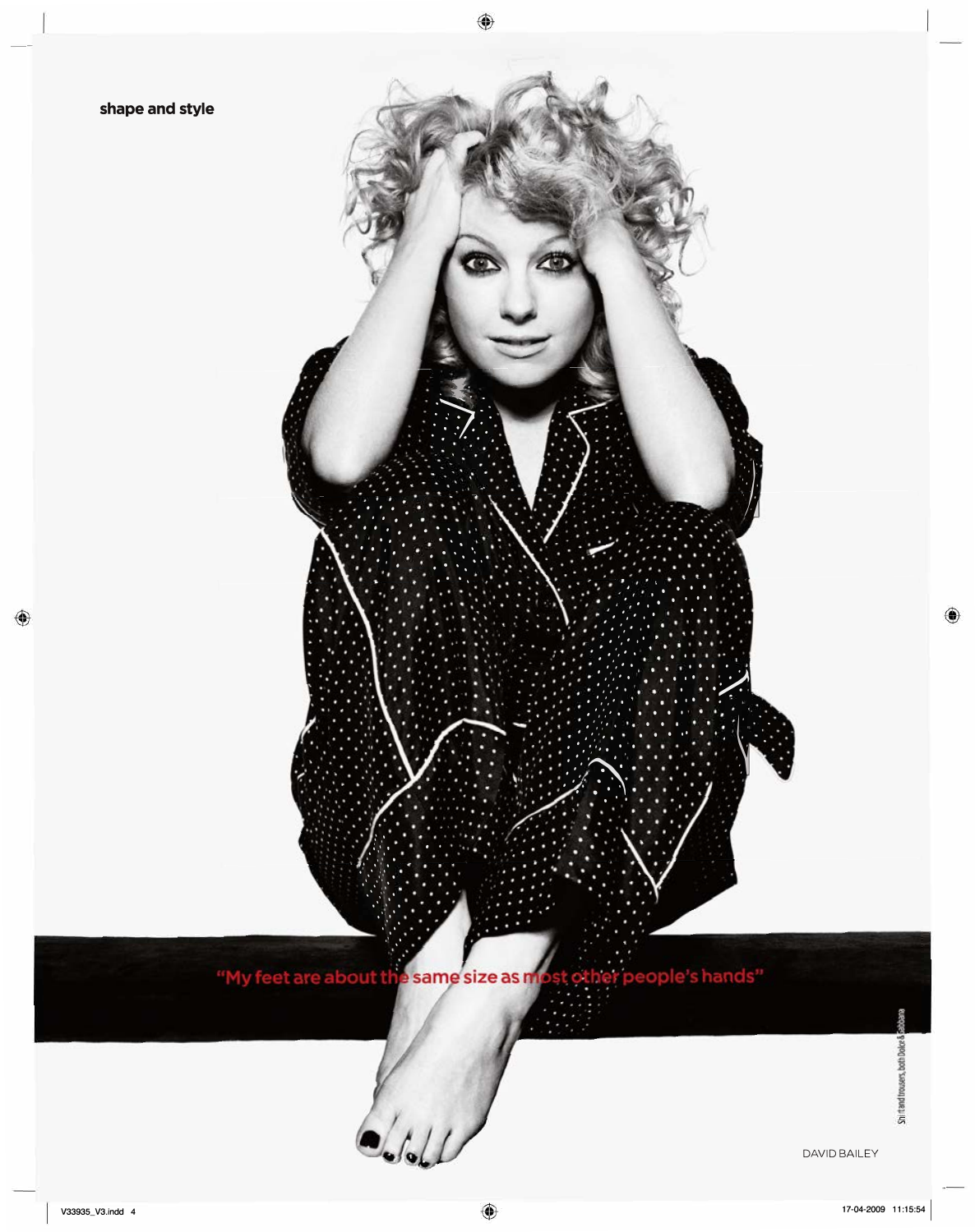shape and style

"My feet are about the same size as most other people's hands"

Shirt and trousers, both Dolce & Gabbana

DAVID BAILEY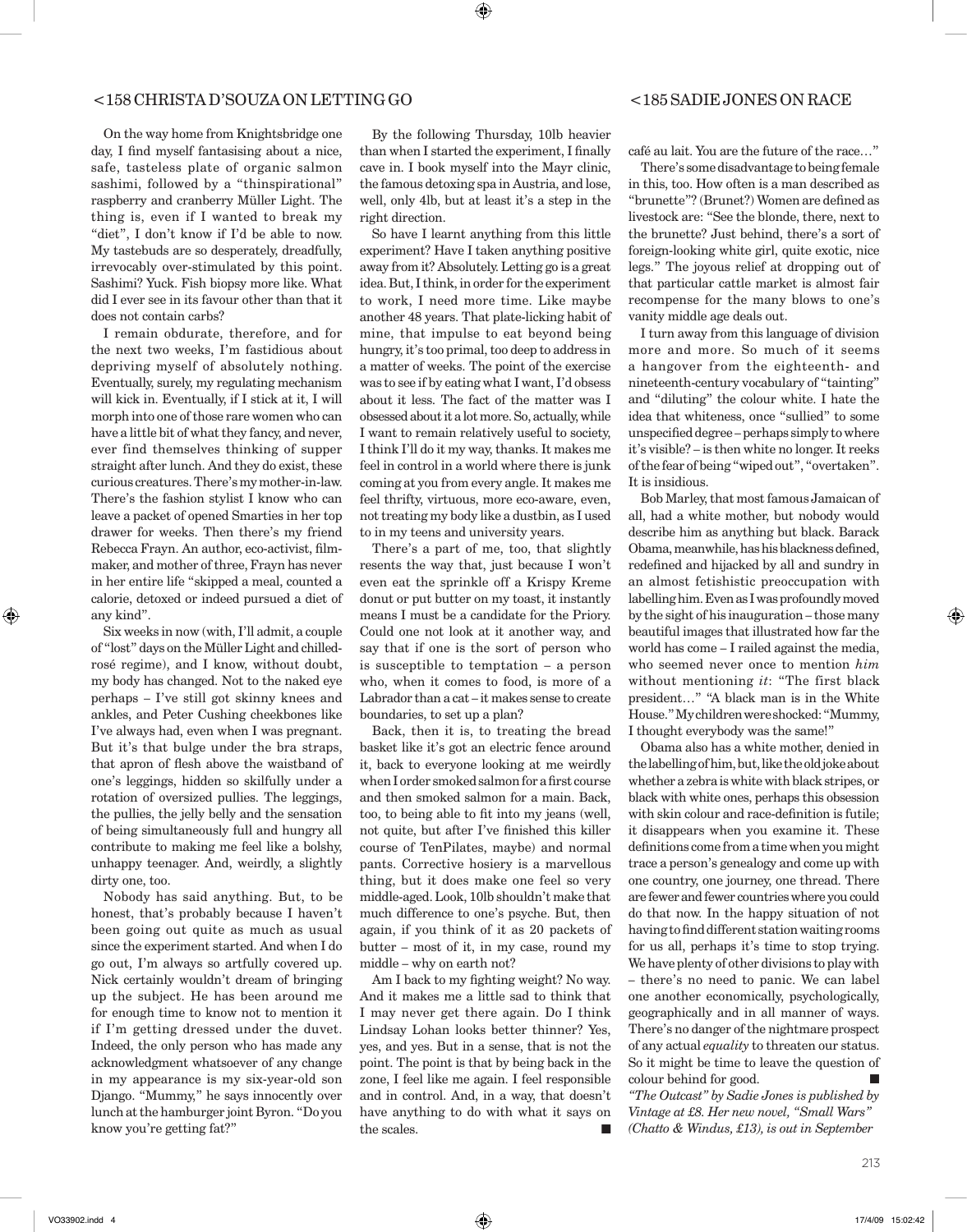On the way home from Knightsbridge one day, I find myself fantasising about a nice, safe, tasteless plate of organic salmon sashimi, followed by a "thinspirational" raspberry and cranberry Müller Light. The thing is, even if I wanted to break my "diet", I don't know if I'd be able to now. My tastebuds are so desperately, dreadfully, irrevocably over-stimulated by this point. Sashimi? Yuck. Fish biopsy more like. What did I ever see in its favour other than that it does not contain carbs?

I remain obdurate, therefore, and for the next two weeks, I'm fastidious about depriving myself of absolutely nothing. Eventually, surely, my regulating mechanism will kick in. Eventually, if I stick at it, I will morph into one of those rare women who can have a little bit of what they fancy, and never, ever find themselves thinking of supper straight after lunch. And they do exist, these curious creatures. There's my mother-in-law. There's the fashion stylist I know who can leave a packet of opened Smarties in her top drawer for weeks. Then there's my friend Rebecca Frayn. An author, eco-activist, film-maker, and mother of three, Frayn has never in her entire life "skipped a meal, counted a calorie, detoxed or indeed pursued a diet of any kind".

Six weeks in now (with, I'll admit, a couple of "lost" days on the Müller Light and chilled-rosé regime), and I know, without doubt, my body has changed. Not to the naked eye perhaps – I've still got skinny knees and ankles, and Peter Cushing cheekbones like I've always had, even when I was pregnant. But it's that bulge under the bra straps, that apron of flesh above the waistband of one's leggings, hidden so skilfully under a rotation of oversized pullies. The leggings, the pullies, the jelly belly and the sensation of being simultaneously full and hungry all contribute to making me feel like a bolshy, unhappy teenager. And, weirdly, a slightly dirty one, too.

Nobody has said anything. But, to be honest, that's probably because I haven't been going out quite as much as usual since the experiment started. And when I do go out, I'm always so artfully covered up. Nick certainly wouldn't dream of bringing up the subject. He has been around me for enough time to know not to mention it if I'm getting dressed under the duvet. Indeed, the only person who has made any acknowledgment whatsoever of any change in my appearance is my six-year-old son Django. "Mummy," he says innocently over lunch at the hamburger joint Byron. "Do you know you're getting fat?"

By the following Thursday, 10lb heavier than when I started the experiment, I finally cave in. I book myself into the Mayr clinic, the famous detoxing spa in Austria, and lose, well, only 4lb, but at least it's a step in the right direction.

So have I learnt anything from this little experiment? Have I taken anything positive away from it? Absolutely. Letting go is a great idea. But, I think, in order for the experiment to work, I need more time. Like maybe another 48 years. That plate-licking habit of mine, that impulse to eat beyond being hungry, it's too primal, too deep to address in a matter of weeks. The point of the exercise was to see if by eating what I want, I'd obsess about it less. The fact of the matter was I obsessed about it a lot more. So, actually, while I want to remain relatively useful to society, I think I'll do it my way, thanks. It makes me feel in control in a world where there is junk coming at you from every angle. It makes me feel thrifty, virtuous, more eco-aware, even, not treating my body like a dustbin, as I used to in my teens and university years.

There's a part of me, too, that slightly resents the way that, just because I won't even eat the sprinkle off a Krispy Kreme donut or put butter on my toast, it instantly means I must be a candidate for the Priory. Could one not look at it another way, and say that if one is the sort of person who is susceptible to temptation – a person who, when it comes to food, is more of a Labrador than a cat – it makes sense to create boundaries, to set up a plan?

Back, then it is, to treating the bread basket like it's got an electric fence around it, back to everyone looking at me weirdly when I order smoked salmon for a first course and then smoked salmon for a main. Back, too, to being able to fit into my jeans (well, not quite, but after I've finished this killer course of TenPilates, maybe) and normal pants. Corrective hosiery is a marvellous thing, but it does make one feel so very middle-aged. Look, 10lb shouldn't make that much difference to one's psyche. But, then again, if you think of it as 20 packets of butter – most of it, in my case, round my middle – why on earth not?

Am I back to my fighting weight? No way. And it makes me a little sad to think that I may never get there again. Do I think Lindsay Lohan looks better thinner? Yes, yes, and yes. But in a sense, that is not the point. The point is that by being back in the zone, I feel like me again. I feel responsible and in control. And, in a way, that doesn't have anything to do with what it says on the scales. ■

café au lait. You are the future of the race…"

There's some disadvantage to being female in this, too. How often is a man described as "brunette"? (Brunet?) Women are defined as livestock are: "See the blonde, there, next to the brunette? Just behind, there's a sort of foreign-looking white girl, quite exotic, nice legs." The joyous relief at dropping out of that particular cattle market is almost fair recompense for the many blows to one's vanity middle age deals out.

I turn away from this language of division more and more. So much of it seems a hangover from the eighteenth- and nineteenth-century vocabulary of "tainting" and "diluting" the colour white. I hate the idea that whiteness, once "sullied" to some unspecified degree – perhaps simply to where it's visible? – is then white no longer. It reeks of the fear of being "wiped out", "overtaken". It is insidious.

Bob Marley, that most famous Jamaican of all, had a white mother, but nobody would describe him as anything but black. Barack Obama, meanwhile, has his blackness defined, redefined and hijacked by all and sundry in an almost fetishistic preoccupation with labelling him. Even as I was profoundly moved by the sight of his inauguration – those many beautiful images that illustrated how far the world has come – I railed against the media, who seemed never once to mention *him* without mentioning *it*: "The first black president…" "A black man is in the White House." My children were shocked: "Mummy, I thought everybody was the same!"

Obama also has a white mother, denied in the labelling of him, but, like the old joke about whether a zebra is white with black stripes, or black with white ones, perhaps this obsession with skin colour and race-definition is futile; it disappears when you examine it. These definitions come from a time when you might trace a person's genealogy and come up with one country, one journey, one thread. There are fewer and fewer countries where you could do that now. In the happy situation of not having to find different station waiting rooms for us all, perhaps it's time to stop trying. We have plenty of other divisions to play with – there's no need to panic. We can label one another economically, psychologically, geographically and in all manner of ways. There's no danger of the nightmare prospect of any actual *equality* to threaten our status. So it might be time to leave the question of colour behind for good. ■

*"The Outcast" by Sadie Jones is published by Vintage at £8. Her new novel, "Small Wars" (Chatto & Windus, £13), is out in September*